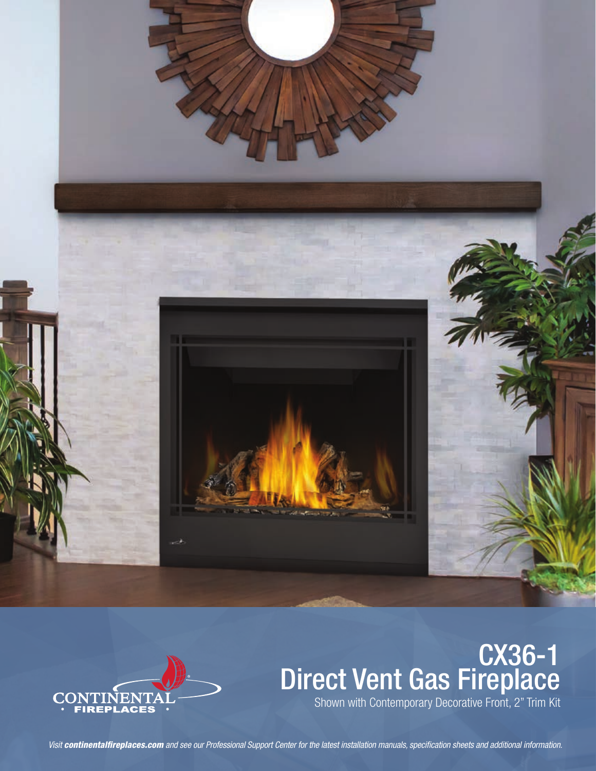# CX36-1
# Direct Vent Gas Fireplace

Shown with Contemporary Decorative Front, 2" Trim Kit

*Visit **continentalfireplaces.com** and see our Professional Support Center for the latest installation manuals, specification sheets and additional information.*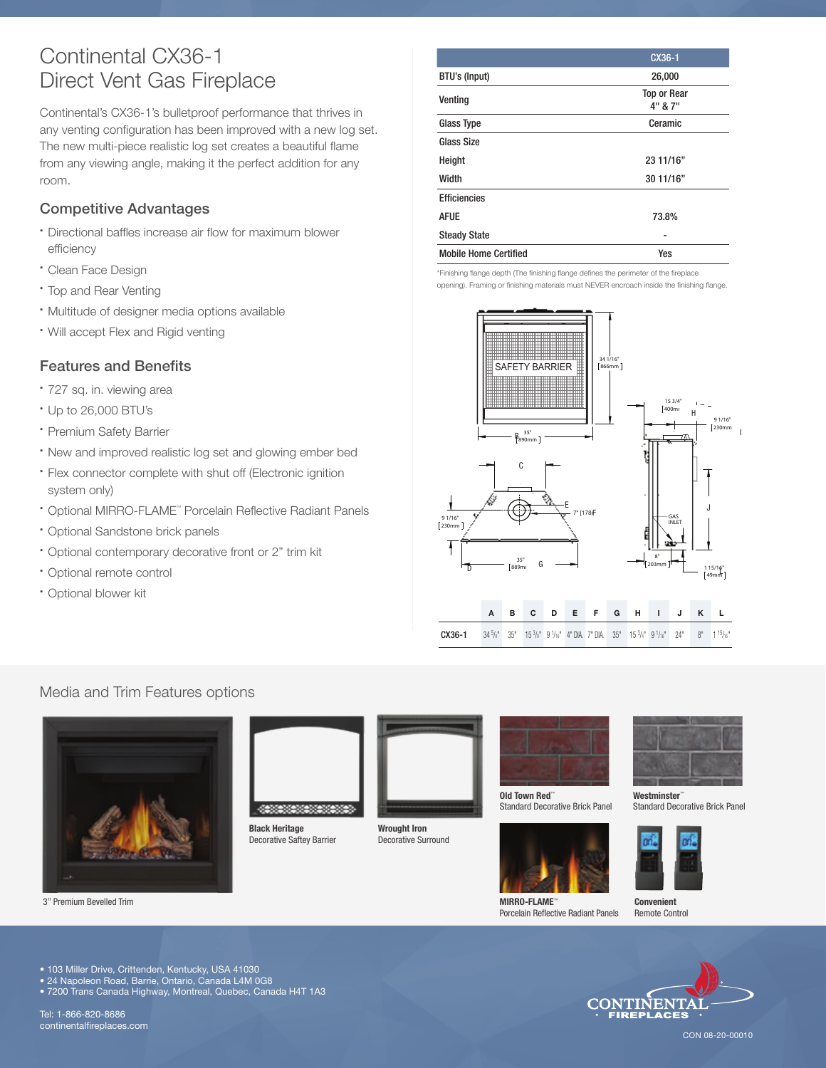# Continental CX36-1 Direct Vent Gas Fireplace

Continental's CX36-1's bulletproof performance that thrives in any venting configuration has been improved with a new log set. The new multi-piece realistic log set creates a beautiful flame from any viewing angle, making it the perfect addition for any room.

## Competitive Advantages

- Directional baffles increase air flow for maximum blower efficiency
- Clean Face Design
- Top and Rear Venting
- Multitude of designer media options available
- Will accept Flex and Rigid venting

## Features and Benefits

- 727 sq. in. viewing area
- Up to 26,000 BTU's
- Premium Safety Barrier
- New and improved realistic log set and glowing ember bed
- Flex connector complete with shut off (Electronic ignition system only)
- Optional MIRRO-FLAME™ Porcelain Reflective Radiant Panels
- Optional Sandstone brick panels
- Optional contemporary decorative front or 2" trim kit
- Optional remote control
- Optional blower kit

| | CX36-1 |
|---|---|
| BTU's (Input) | 26,000 |
| Venting | Top or Rear 4" & 7" |
| Glass Type | Ceramic |
| Glass Size | |
| Height | 23 11/16" |
| Width | 30 11/16" |
| Efficiencies | |
| AFUE | 73.8% |
| Steady State | - |
| Mobile Home Certified | Yes |

*Finishing flange depth (The finishing flange defines the perimeter of the fireplace opening). Framing or finishing materials must NEVER encroach inside the finishing flange.

SAFETY BARRIER
34 1/16" [866mm]
35" [890mm]
15 3/4" [400mm]
9 1/16" [230mm]
7" [178mm]
9 1/16" [230mm]
35" [889mm]
GAS INLET
8" [203mm]
1 15/16" [49mm]

| | A | B | C | D | E | F | G | H | I | J | K | L |
|---|---|---|---|---|---|---|---|---|---|---|---|---|
| CX36-1 | 34 5/8" | 35" | 15 3/4" | 9 1/16" | 4" DIA. | 7" DIA. | 35" | 15 3/4" | 9 1/16" | 24" | 8" | 1 15/16" |

## Media and Trim Features options

3" Premium Bevelled Trim

**Black Heritage**
Decorative Saftey Barrier

**Wrought Iron**
Decorative Surround

**Old Town Red™**
Standard Decorative Brick Panel

**Westminster™**
Standard Decorative Brick Panel

**MIRRO-FLAME™**
Porcelain Reflective Radiant Panels

**Convenient**
Remote Control

- 103 Miller Drive, Crittenden, Kentucky, USA 41030
- 24 Napoleon Road, Barrie, Ontario, Canada L4M 0G8
- 7200 Trans Canada Highway, Montreal, Quebec, Canada H4T 1A3

Tel: 1-866-820-8686
continentalfireplaces.com

CONTINENTAL FIREPLACES

CON 08-20-00010